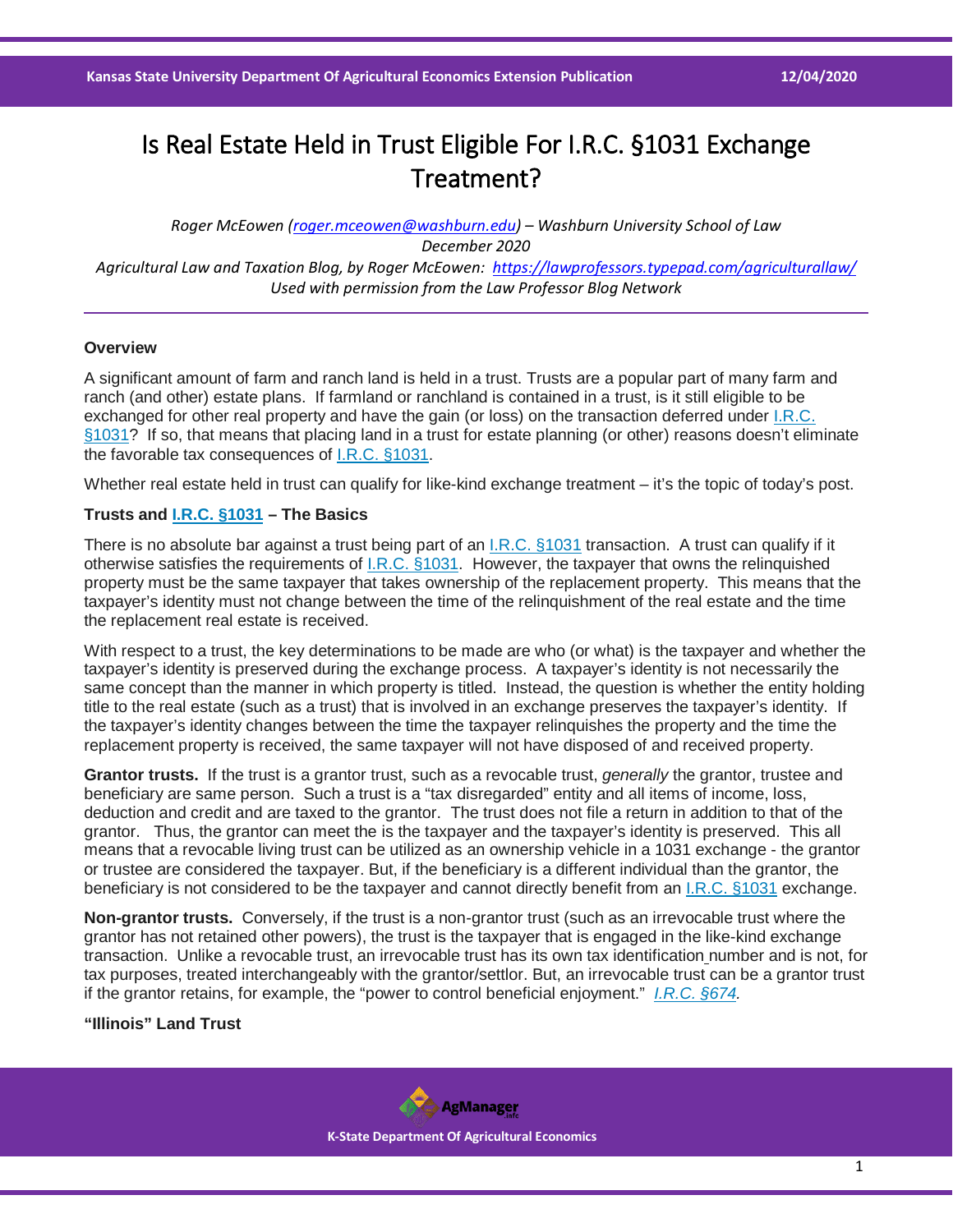# Is Real Estate Held in Trust Eligible For I.R.C. §1031 Exchange Treatment?

*Roger McEowen (roger.mceowen@washburn.edu) – Washburn University School of Law*
*December 2020*
*Agricultural Law and Taxation Blog, by Roger McEowen: https://lawprofessors.typepad.com/agriculturallaw/*
*Used with permission from the Law Professor Blog Network*

---

**Overview**

A significant amount of farm and ranch land is held in a trust. Trusts are a popular part of many farm and ranch (and other) estate plans. If farmland or ranchland is contained in a trust, is it still eligible to be exchanged for other real property and have the gain (or loss) on the transaction deferred under I.R.C. §1031? If so, that means that placing land in a trust for estate planning (or other) reasons doesn't eliminate the favorable tax consequences of I.R.C. §1031.

Whether real estate held in trust can qualify for like-kind exchange treatment – it's the topic of today's post.

**Trusts and I.R.C. §1031 – The Basics**

There is no absolute bar against a trust being part of an I.R.C. §1031 transaction. A trust can qualify if it otherwise satisfies the requirements of I.R.C. §1031. However, the taxpayer that owns the relinquished property must be the same taxpayer that takes ownership of the replacement property. This means that the taxpayer's identity must not change between the time of the relinquishment of the real estate and the time the replacement real estate is received.

With respect to a trust, the key determinations to be made are who (or what) is the taxpayer and whether the taxpayer's identity is preserved during the exchange process. A taxpayer's identity is not necessarily the same concept than the manner in which property is titled. Instead, the question is whether the entity holding title to the real estate (such as a trust) that is involved in an exchange preserves the taxpayer's identity. If the taxpayer's identity changes between the time the taxpayer relinquishes the property and the time the replacement property is received, the same taxpayer will not have disposed of and received property.

**Grantor trusts.** If the trust is a grantor trust, such as a revocable trust, *generally* the grantor, trustee and beneficiary are same person. Such a trust is a "tax disregarded" entity and all items of income, loss, deduction and credit and are taxed to the grantor. The trust does not file a return in addition to that of the grantor. Thus, the grantor can meet the is the taxpayer and the taxpayer's identity is preserved. This all means that a revocable living trust can be utilized as an ownership vehicle in a 1031 exchange - the grantor or trustee are considered the taxpayer. But, if the beneficiary is a different individual than the grantor, the beneficiary is not considered to be the taxpayer and cannot directly benefit from an I.R.C. §1031 exchange.

**Non-grantor trusts.** Conversely, if the trust is a non-grantor trust (such as an irrevocable trust where the grantor has not retained other powers), the trust is the taxpayer that is engaged in the like-kind exchange transaction. Unlike a revocable trust, an irrevocable trust has its own tax identification number and is not, for tax purposes, treated interchangeably with the grantor/settlor. But, an irrevocable trust can be a grantor trust if the grantor retains, for example, the "power to control beneficial enjoyment." *I.R.C. §674.*

**"Illinois" Land Trust**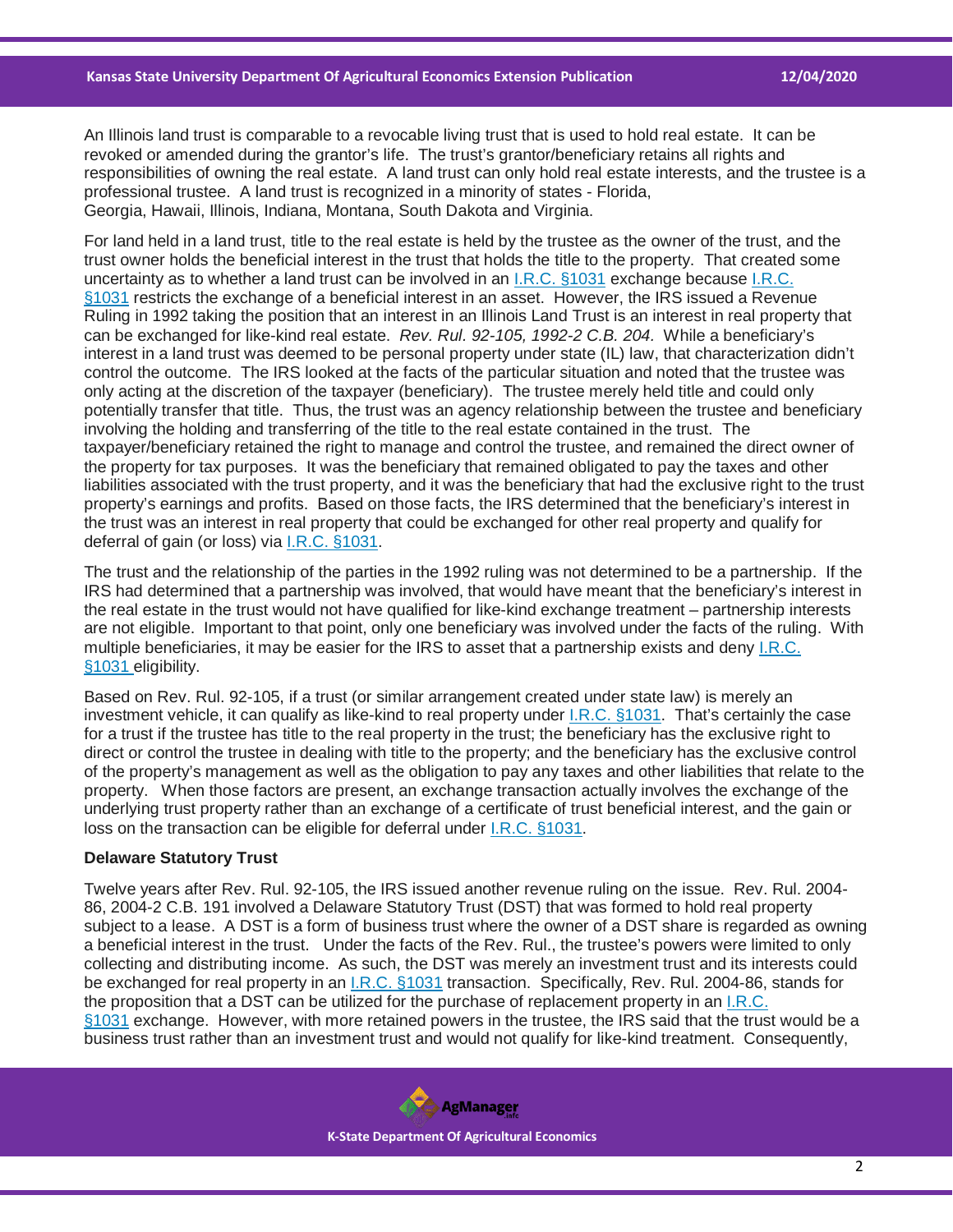An Illinois land trust is comparable to a revocable living trust that is used to hold real estate. It can be revoked or amended during the grantor's life. The trust's grantor/beneficiary retains all rights and responsibilities of owning the real estate. A land trust can only hold real estate interests, and the trustee is a professional trustee. A land trust is recognized in a minority of states - Florida, Georgia, Hawaii, Illinois, Indiana, Montana, South Dakota and Virginia.

For land held in a land trust, title to the real estate is held by the trustee as the owner of the trust, and the trust owner holds the beneficial interest in the trust that holds the title to the property. That created some uncertainty as to whether a land trust can be involved in an I.R.C. §1031 exchange because I.R.C. §1031 restricts the exchange of a beneficial interest in an asset. However, the IRS issued a Revenue Ruling in 1992 taking the position that an interest in an Illinois Land Trust is an interest in real property that can be exchanged for like-kind real estate. *Rev. Rul. 92-105, 1992-2 C.B. 204.* While a beneficiary's interest in a land trust was deemed to be personal property under state (IL) law, that characterization didn't control the outcome. The IRS looked at the facts of the particular situation and noted that the trustee was only acting at the discretion of the taxpayer (beneficiary). The trustee merely held title and could only potentially transfer that title. Thus, the trust was an agency relationship between the trustee and beneficiary involving the holding and transferring of the title to the real estate contained in the trust. The taxpayer/beneficiary retained the right to manage and control the trustee, and remained the direct owner of the property for tax purposes. It was the beneficiary that remained obligated to pay the taxes and other liabilities associated with the trust property, and it was the beneficiary that had the exclusive right to the trust property's earnings and profits. Based on those facts, the IRS determined that the beneficiary's interest in the trust was an interest in real property that could be exchanged for other real property and qualify for deferral of gain (or loss) via I.R.C. §1031.

The trust and the relationship of the parties in the 1992 ruling was not determined to be a partnership. If the IRS had determined that a partnership was involved, that would have meant that the beneficiary's interest in the real estate in the trust would not have qualified for like-kind exchange treatment – partnership interests are not eligible. Important to that point, only one beneficiary was involved under the facts of the ruling. With multiple beneficiaries, it may be easier for the IRS to asset that a partnership exists and deny I.R.C. §1031 eligibility.

Based on Rev. Rul. 92-105, if a trust (or similar arrangement created under state law) is merely an investment vehicle, it can qualify as like-kind to real property under I.R.C. §1031. That's certainly the case for a trust if the trustee has title to the real property in the trust; the beneficiary has the exclusive right to direct or control the trustee in dealing with title to the property; and the beneficiary has the exclusive control of the property's management as well as the obligation to pay any taxes and other liabilities that relate to the property. When those factors are present, an exchange transaction actually involves the exchange of the underlying trust property rather than an exchange of a certificate of trust beneficial interest, and the gain or loss on the transaction can be eligible for deferral under I.R.C. §1031.

**Delaware Statutory Trust**

Twelve years after Rev. Rul. 92-105, the IRS issued another revenue ruling on the issue. Rev. Rul. 2004-86, 2004-2 C.B. 191 involved a Delaware Statutory Trust (DST) that was formed to hold real property subject to a lease. A DST is a form of business trust where the owner of a DST share is regarded as owning a beneficial interest in the trust. Under the facts of the Rev. Rul., the trustee's powers were limited to only collecting and distributing income. As such, the DST was merely an investment trust and its interests could be exchanged for real property in an I.R.C. §1031 transaction. Specifically, Rev. Rul. 2004-86, stands for the proposition that a DST can be utilized for the purchase of replacement property in an I.R.C. §1031 exchange. However, with more retained powers in the trustee, the IRS said that the trust would be a business trust rather than an investment trust and would not qualify for like-kind treatment. Consequently,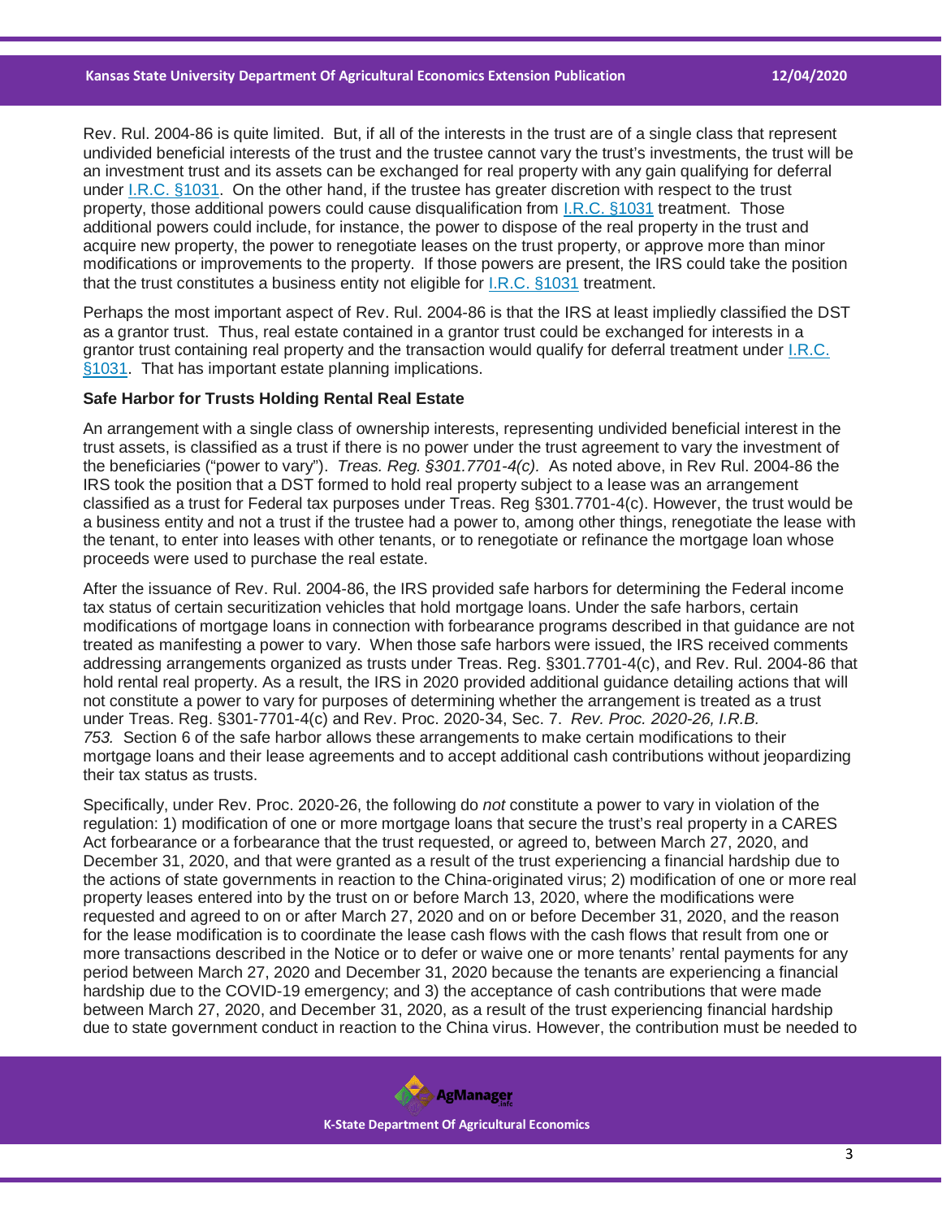Rev. Rul. 2004-86 is quite limited. But, if all of the interests in the trust are of a single class that represent undivided beneficial interests of the trust and the trustee cannot vary the trust's investments, the trust will be an investment trust and its assets can be exchanged for real property with any gain qualifying for deferral under I.R.C. §1031. On the other hand, if the trustee has greater discretion with respect to the trust property, those additional powers could cause disqualification from I.R.C. §1031 treatment. Those additional powers could include, for instance, the power to dispose of the real property in the trust and acquire new property, the power to renegotiate leases on the trust property, or approve more than minor modifications or improvements to the property. If those powers are present, the IRS could take the position that the trust constitutes a business entity not eligible for I.R.C. §1031 treatment.

Perhaps the most important aspect of Rev. Rul. 2004-86 is that the IRS at least impliedly classified the DST as a grantor trust. Thus, real estate contained in a grantor trust could be exchanged for interests in a grantor trust containing real property and the transaction would qualify for deferral treatment under I.R.C. §1031. That has important estate planning implications.

**Safe Harbor for Trusts Holding Rental Real Estate**

An arrangement with a single class of ownership interests, representing undivided beneficial interest in the trust assets, is classified as a trust if there is no power under the trust agreement to vary the investment of the beneficiaries ("power to vary"). *Treas. Reg. §301.7701-4(c).* As noted above, in Rev Rul. 2004-86 the IRS took the position that a DST formed to hold real property subject to a lease was an arrangement classified as a trust for Federal tax purposes under Treas. Reg §301.7701-4(c). However, the trust would be a business entity and not a trust if the trustee had a power to, among other things, renegotiate the lease with the tenant, to enter into leases with other tenants, or to renegotiate or refinance the mortgage loan whose proceeds were used to purchase the real estate.

After the issuance of Rev. Rul. 2004-86, the IRS provided safe harbors for determining the Federal income tax status of certain securitization vehicles that hold mortgage loans. Under the safe harbors, certain modifications of mortgage loans in connection with forbearance programs described in that guidance are not treated as manifesting a power to vary. When those safe harbors were issued, the IRS received comments addressing arrangements organized as trusts under Treas. Reg. §301.7701-4(c), and Rev. Rul. 2004-86 that hold rental real property. As a result, the IRS in 2020 provided additional guidance detailing actions that will not constitute a power to vary for purposes of determining whether the arrangement is treated as a trust under Treas. Reg. §301-7701-4(c) and Rev. Proc. 2020-34, Sec. 7. *Rev. Proc. 2020-26, I.R.B. 753.* Section 6 of the safe harbor allows these arrangements to make certain modifications to their mortgage loans and their lease agreements and to accept additional cash contributions without jeopardizing their tax status as trusts.

Specifically, under Rev. Proc. 2020-26, the following do *not* constitute a power to vary in violation of the regulation: 1) modification of one or more mortgage loans that secure the trust's real property in a CARES Act forbearance or a forbearance that the trust requested, or agreed to, between March 27, 2020, and December 31, 2020, and that were granted as a result of the trust experiencing a financial hardship due to the actions of state governments in reaction to the China-originated virus; 2) modification of one or more real property leases entered into by the trust on or before March 13, 2020, where the modifications were requested and agreed to on or after March 27, 2020 and on or before December 31, 2020, and the reason for the lease modification is to coordinate the lease cash flows with the cash flows that result from one or more transactions described in the Notice or to defer or waive one or more tenants' rental payments for any period between March 27, 2020 and December 31, 2020 because the tenants are experiencing a financial hardship due to the COVID-19 emergency; and 3) the acceptance of cash contributions that were made between March 27, 2020, and December 31, 2020, as a result of the trust experiencing financial hardship due to state government conduct in reaction to the China virus. However, the contribution must be needed to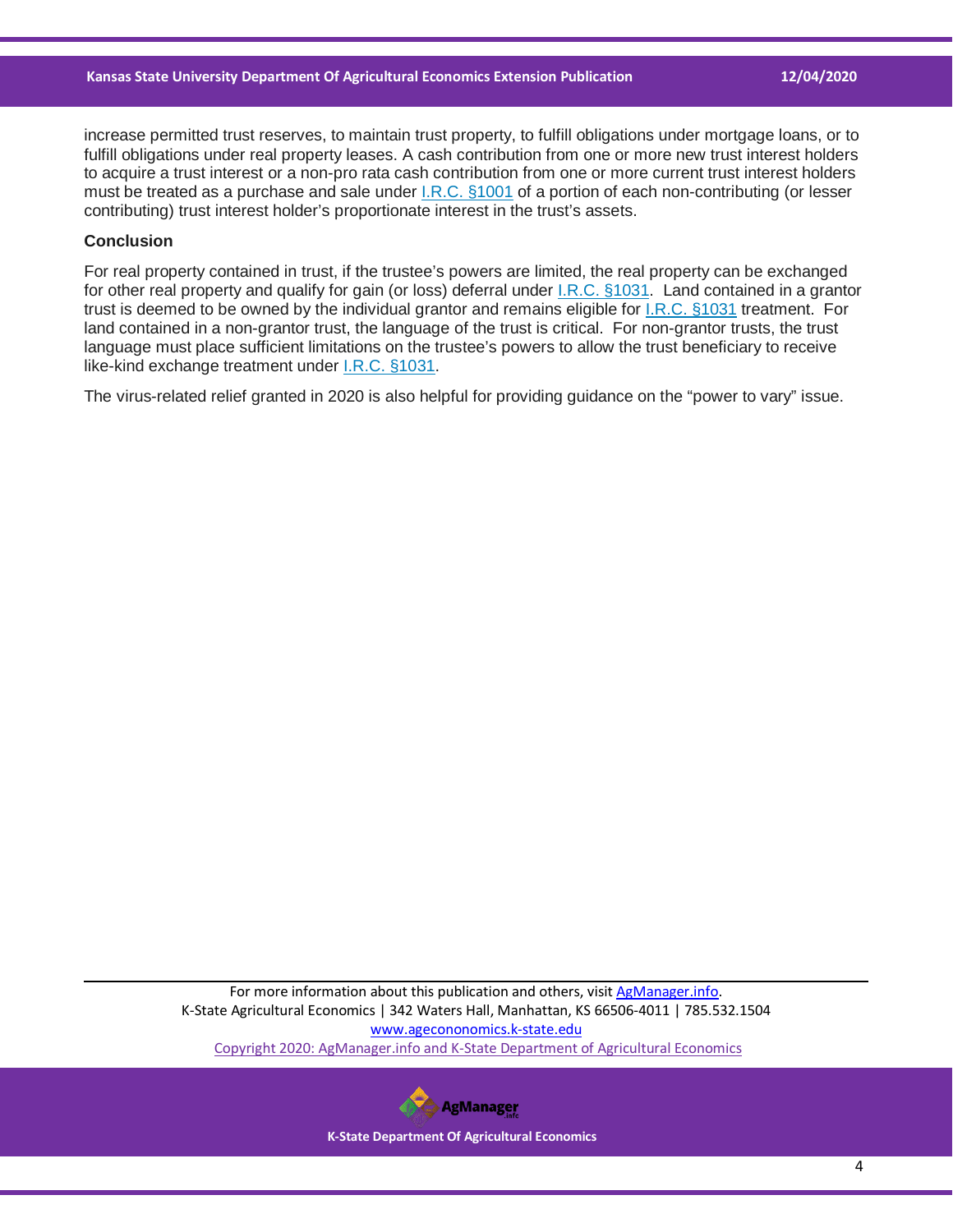increase permitted trust reserves, to maintain trust property, to fulfill obligations under mortgage loans, or to fulfill obligations under real property leases. A cash contribution from one or more new trust interest holders to acquire a trust interest or a non-pro rata cash contribution from one or more current trust interest holders must be treated as a purchase and sale under I.R.C. §1001 of a portion of each non-contributing (or lesser contributing) trust interest holder's proportionate interest in the trust's assets.

### Conclusion

For real property contained in trust, if the trustee's powers are limited, the real property can be exchanged for other real property and qualify for gain (or loss) deferral under I.R.C. §1031. Land contained in a grantor trust is deemed to be owned by the individual grantor and remains eligible for I.R.C. §1031 treatment. For land contained in a non-grantor trust, the language of the trust is critical. For non-grantor trusts, the trust language must place sufficient limitations on the trustee's powers to allow the trust beneficiary to receive like-kind exchange treatment under I.R.C. §1031.

The virus-related relief granted in 2020 is also helpful for providing guidance on the "power to vary" issue.